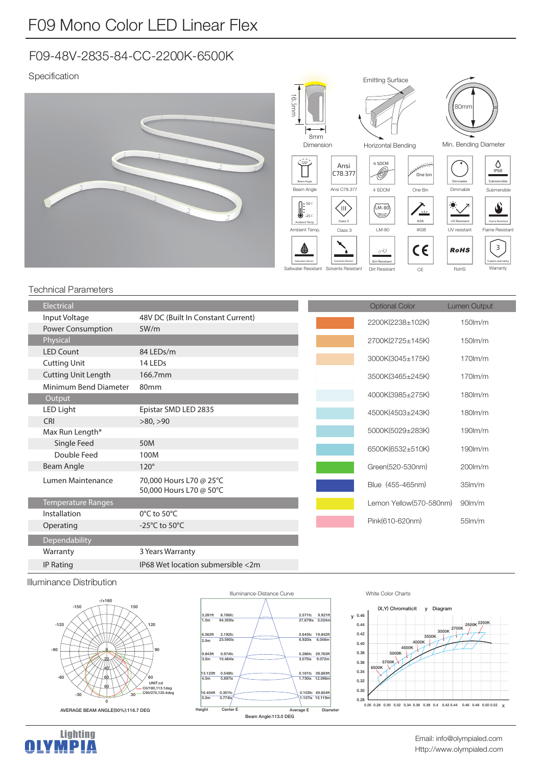# F09 Mono Color LED Linear Flex

## F09-48V-2835-84-CC-2200K-6500K

### Specification

16.5mm
8mm
Dimension

Emitting Surface
Horizontal Bending

80mm
Min. Bending Diameter

Beam Angle | Ansi C78.377 | 4 SDCM | One Bin | Dimmable | Submersible

Ambient Temp. | Class 3 | LM-80 | IK08 | UV resistant | Flame Resistant

Saltwater Resistant | Solvents Resistant | Dirt Resistant | CE | RoHS | Warranty

### Technical Parameters

| Electrical | |
|---|---|
| Input Voltage | 48V DC (Built In Constant Current) |
| Power Consumption | 5W/m |
| **Physical** | |
| LED Count | 84 LEDs/m |
| Cutting Unit | 14 LEDs |
| Cutting Unit Length | 166.7mm |
| Minimum Bend Diameter | 80mm |
| **Output** | |
| LED Light | Epistar SMD LED 2835 |
| CRI | >80, >90 |
| Max Run Length* | |
| Single Feed | 50M |
| Double Feed | 100M |
| Beam Angle | 120° |
| Lumen Maintenance | 70,000 Hours L70 @ 25°C<br>50,000 Hours L70 @ 50°C |
| **Temperature Ranges** | |
| Installation | 0°C to 50°C |
| Operating | -25°C to 50°C |
| **Dependability** | |
| Warranty | 3 Years Warranty |
| IP Rating | IP68 Wet location submersible <2m |

| Optional Color | Lumen Output |
|---|---|
| 2200K(2238±102K) | 150lm/m |
| 2700K(2725±145K) | 150lm/m |
| 3000K(3045±175K) | 170lm/m |
| 3500K(3465±245K) | 170lm/m |
| 4000K(3985±275K) | 180lm/m |
| 4500K(4503±243K) | 180lm/m |
| 5000K(5029±283K) | 190lm/m |
| 6500K(6532±510K) | 190lm/m |
| Green(520-530nm) | 200lm/m |
| Blue (455-465nm) | 35lm/m |
| Lemon Yellow(570-580nm) | 90lm/m |
| Pink(610-620nm) | 55lm/m |

### Illuminance Distribution

UNIT:cd
C0/180,113.1deg
C90/270,120.4deg

AVERAGE BEAM ANGLE(50%):116.7 DEG

Illuminance-Distance Curve

| Height | Center E | Average E | Diameter |
|---|---|---|---|
| 3.281ft / 1.0m | 8.766fc / 94.359lx | 2.571fc / 27.679lx | 9.921ft / 3.024m |
| 6.562ft / 2.0m | 2.192fc / 23.590lx | 0.643fc / 6.920lx | 19.842ft / 6.048m |
| 9.843ft / 3.0m | 0.974fc / 10.484lx | 0.286fc / 3.075lx | 29.763ft / 9.072m |
| 13.123ft / 4.0m | 0.548fc / 5.897lx | 0.161fc / 1.730lx | 39.683ft / 12.096m |
| 16.404ft / 5.0m | 0.351fc / 3.774lx | 0.103fc / 1.107lx | 49.604ft / 15.119m |

Beam Angle:113.0 DEG

White Color Charts

(X,Y) Chromaticity Diagram

Email: info@olympialed.com
Http://www.olympialed.com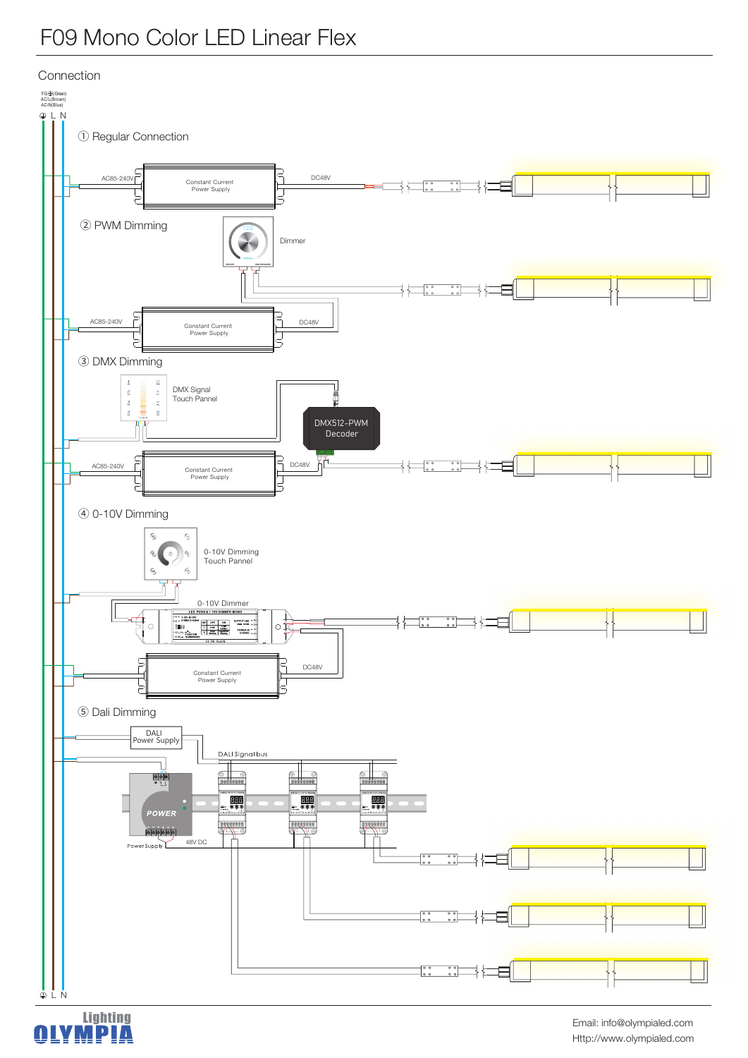# F09 Mono Color LED Linear Flex

## Connection

FG⏚(Green)
AC/L(Brown)
AC/N(Blue)

⏚ L N

① Regular Connection

AC85-240V

Constant Current
Power Supply

DC48V

② PWM Dimming

Dimmer

AC85-240V

Constant Current
Power Supply

DC48V

③ DMX Dimming

DMX Signal
Touch Pannel

DMX512-PWM
Decoder

AC85-240V

Constant Current
Power Supply

DC48V

④ 0-10V Dimming

0-10V Dimming
Touch Pannel

0-10V Dimmer

Constant Current
Power Supply

DC48V

⑤ Dali Dimming

DALI
Power Supply

DALI Signal bus

POWER

Power Supply

48V DC

⏚ L N

Email: info@olympialed.com
Http://www.olympialed.com